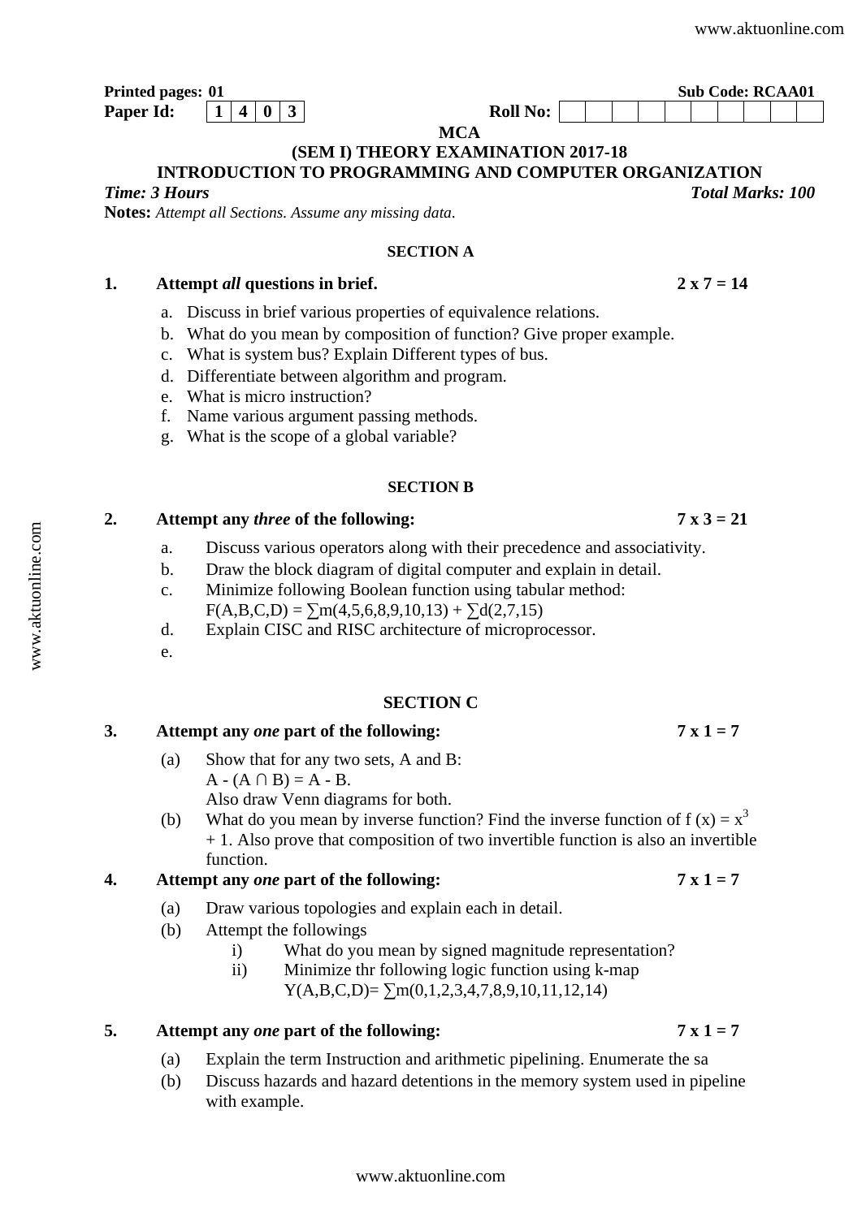**Printed pages: 01** **Sub Code: RCAA01**

**Paper Id:** | 1 | 4 | 0 | 3 | **Roll No:**

**MCA**

**(SEM I) THEORY EXAMINATION 2017-18**

**INTRODUCTION TO PROGRAMMING AND COMPUTER ORGANIZATION**

***Time: 3 Hours*** ***Total Marks: 100***

**Notes:** *Attempt all Sections. Assume any missing data.*

## SECTION A

**1. Attempt *all* questions in brief.** **2 x 7 = 14**

a. Discuss in brief various properties of equivalence relations.

b. What do you mean by composition of function? Give proper example.

c. What is system bus? Explain Different types of bus.

d. Differentiate between algorithm and program.

e. What is micro instruction?

f. Name various argument passing methods.

g. What is the scope of a global variable?

## SECTION B

**2. Attempt any *three* of the following:** **7 x 3 = 21**

a. Discuss various operators along with their precedence and associativity.

b. Draw the block diagram of digital computer and explain in detail.

c. Minimize following Boolean function using tabular method:
$F(A,B,C,D) = \sum m(4,5,6,8,9,10,13) + \sum d(2,7,15)$

d. Explain CISC and RISC architecture of microprocessor.

e.

## SECTION C

**3. Attempt any *one* part of the following:** **7 x 1 = 7**

(a) Show that for any two sets, A and B:
$A - (A \cap B) = A - B$.
Also draw Venn diagrams for both.

(b) What do you mean by inverse function? Find the inverse function of $f(x) = x^3 + 1$. Also prove that composition of two invertible function is also an invertible function.

**4. Attempt any *one* part of the following:** **7 x 1 = 7**

(a) Draw various topologies and explain each in detail.

(b) Attempt the followings

i) What do you mean by signed magnitude representation?

ii) Minimize thr following logic function using k-map
$Y(A,B,C,D) = \sum m(0,1,2,3,4,7,8,9,10,11,12,14)$

**5. Attempt any *one* part of the following:** **7 x 1 = 7**

(a) Explain the term Instruction and arithmetic pipelining. Enumerate the sa

(b) Discuss hazards and hazard detentions in the memory system used in pipeline with example.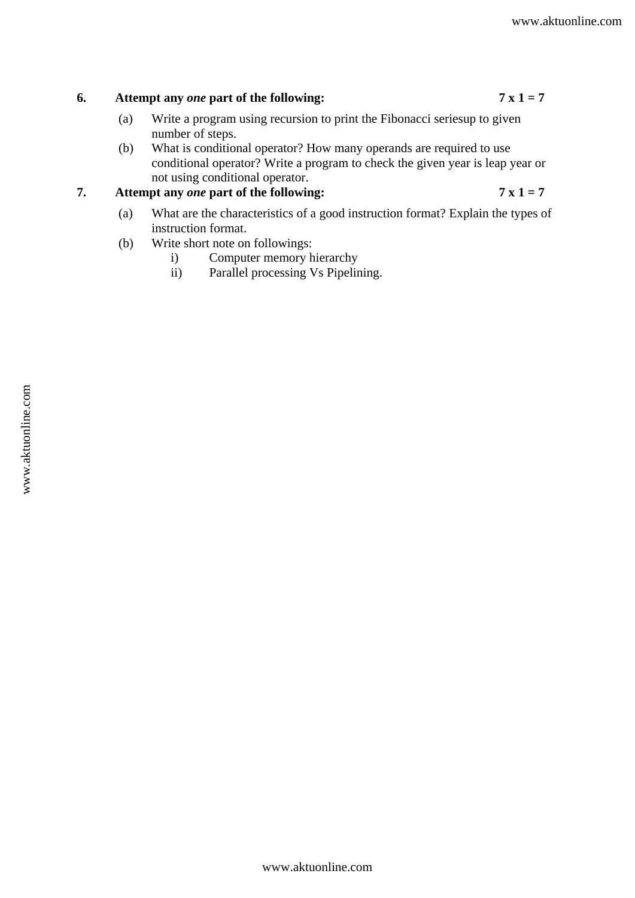**6. Attempt any *one* part of the following: 7 x 1 = 7**

(a) Write a program using recursion to print the Fibonacci seriesup to given number of steps.

(b) What is conditional operator? How many operands are required to use conditional operator? Write a program to check the given year is leap year or not using conditional operator.

**7. Attempt any *one* part of the following: 7 x 1 = 7**

(a) What are the characteristics of a good instruction format? Explain the types of instruction format.

(b) Write short note on followings:

  i) Computer memory hierarchy

  ii) Parallel processing Vs Pipelining.